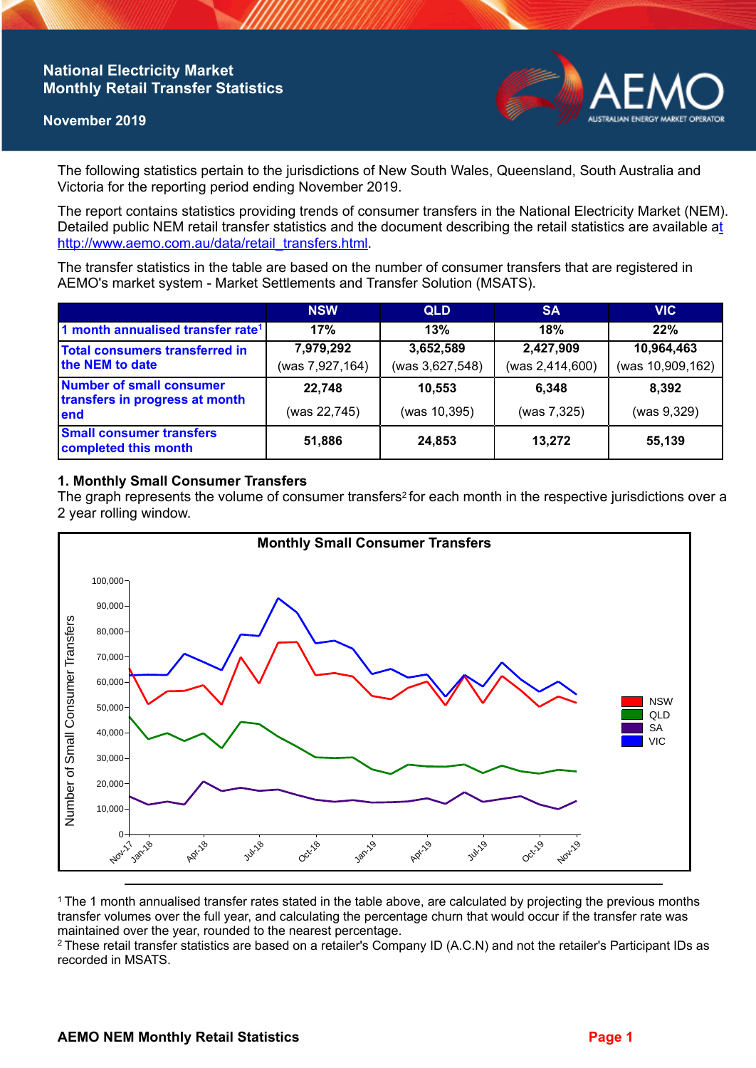# National Electricity Market Monthly Retail Transfer Statistics

**November 2019**

The following statistics pertain to the jurisdictions of New South Wales, Queensland, South Australia and Victoria for the reporting period ending November 2019.

The report contains statistics providing trends of consumer transfers in the National Electricity Market (NEM). Detailed public NEM retail transfer statistics and the document describing the retail statistics are available at http://www.aemo.com.au/data/retail_transfers.html.

The transfer statistics in the table are based on the number of consumer transfers that are registered in AEMO's market system - Market Settlements and Transfer Solution (MSATS).

| | NSW | QLD | SA | VIC |
|---|---|---|---|---|
| 1 month annualised transfer rate[1] | 17% | 13% | 18% | 22% |
| Total consumers transferred in the NEM to date | 7,979,292 (was 7,927,164) | 3,652,589 (was 3,627,548) | 2,427,909 (was 2,414,600) | 10,964,463 (was 10,909,162) |
| Number of small consumer transfers in progress at month end | 22,748 (was 22,745) | 10,553 (was 10,395) | 6,348 (was 7,325) | 8,392 (was 9,329) |
| Small consumer transfers completed this month | 51,886 | 24,853 | 13,272 | 55,139 |

## 1. Monthly Small Consumer Transfers

The graph represents the volume of consumer transfers[2] for each month in the respective jurisdictions over a 2 year rolling window.

**Monthly Small Consumer Transfers**

Number of Small Consumer Transfers (0 – 100,000), Nov-17 to Nov-19; series: NSW, QLD, SA, VIC

---

[1] The 1 month annualised transfer rates stated in the table above, are calculated by projecting the previous months transfer volumes over the full year, and calculating the percentage churn that would occur if the transfer rate was maintained over the year, rounded to the nearest percentage.

[2] These retail transfer statistics are based on a retailer's Company ID (A.C.N) and not the retailer's Participant IDs as recorded in MSATS.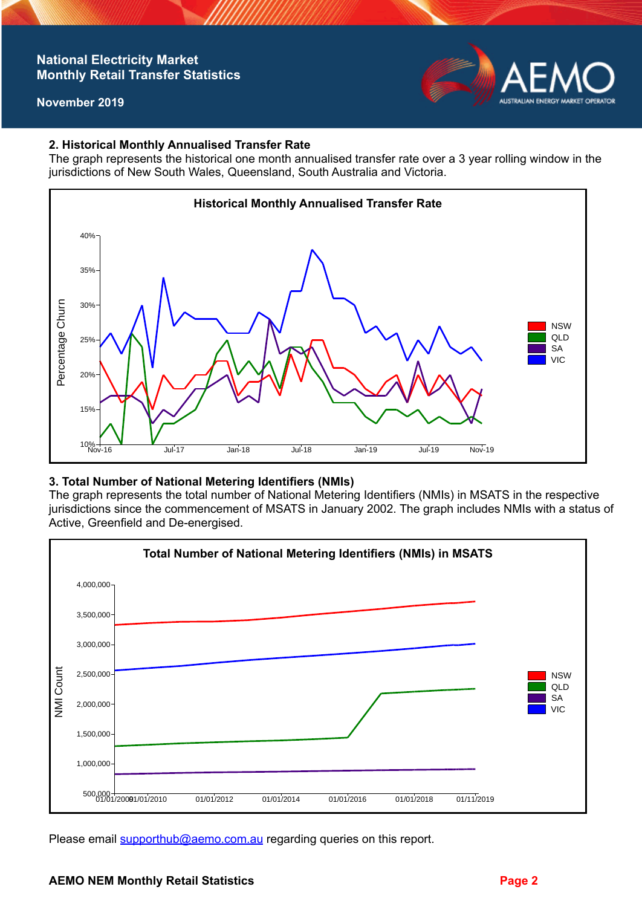## 2. Historical Monthly Annualised Transfer Rate

The graph represents the historical one month annualised transfer rate over a 3 year rolling window in the jurisdictions of New South Wales, Queensland, South Australia and Victoria.

Historical Monthly Annualised Transfer Rate

Percentage Churn

40%
35%
30%
25%
20%
15%
10%

Nov-16
Jul-17
Jan-18
Jul-18
Jan-19
Jul-19
Nov-19

NSW
QLD
SA
VIC

## 3. Total Number of National Metering Identifiers (NMIs)

The graph represents the total number of National Metering Identifiers (NMIs) in MSATS in the respective jurisdictions since the commencement of MSATS in January 2002. The graph includes NMIs with a status of Active, Greenfield and De-energised.

Total Number of National Metering Identifiers (NMIs) in MSATS

NMI Count

4,000,000
3,500,000
3,000,000
2,500,000
2,000,000
1,500,000
1,000,000
500,000

01/01/2009
01/01/2010
01/01/2012
01/01/2014
01/01/2016
01/01/2018
01/11/2019

NSW
QLD
SA
VIC

Please email supporthub@aemo.com.au regarding queries on this report.